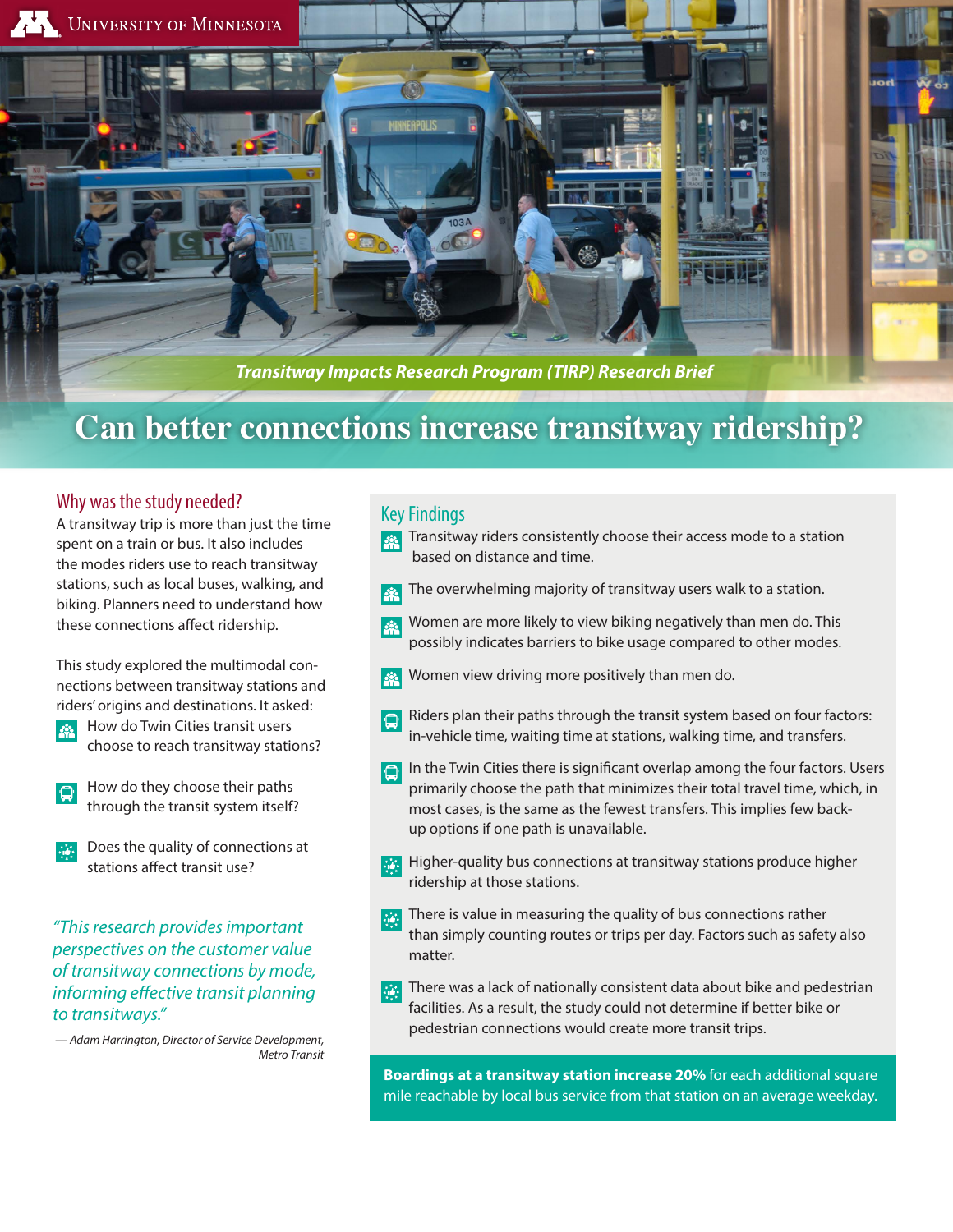University of Minnesota

*Transitway Impacts Research Program (TIRP) Research Brief*

# Can better connections increase transitway ridership?

## Why was the study needed?

A transitway trip is more than just the time spent on a train or bus. It also includes the modes riders use to reach transitway stations, such as local buses, walking, and biking. Planners need to understand how these connections affect ridership.

This study explored the multimodal connections between transitway stations and riders' origins and destinations. It asked:

- How do Twin Cities transit users choose to reach transitway stations?
- How do they choose their paths through the transit system itself?
- Does the quality of connections at stations affect transit use?

*"This research provides important perspectives on the customer value of transitway connections by mode, informing effective transit planning to transitways."*

*— Adam Harrington, Director of Service Development, Metro Transit*

## Key Findings

- Transitway riders consistently choose their access mode to a station based on distance and time.
- The overwhelming majority of transitway users walk to a station.
- Women are more likely to view biking negatively than men do. This possibly indicates barriers to bike usage compared to other modes.
- Women view driving more positively than men do.
- Riders plan their paths through the transit system based on four factors: in-vehicle time, waiting time at stations, walking time, and transfers.
- In the Twin Cities there is significant overlap among the four factors. Users primarily choose the path that minimizes their total travel time, which, in most cases, is the same as the fewest transfers. This implies few back-up options if one path is unavailable.
- Higher-quality bus connections at transitway stations produce higher ridership at those stations.
- There is value in measuring the quality of bus connections rather than simply counting routes or trips per day. Factors such as safety also matter.
- There was a lack of nationally consistent data about bike and pedestrian facilities. As a result, the study could not determine if better bike or pedestrian connections would create more transit trips.

**Boardings at a transitway station increase 20%** for each additional square mile reachable by local bus service from that station on an average weekday.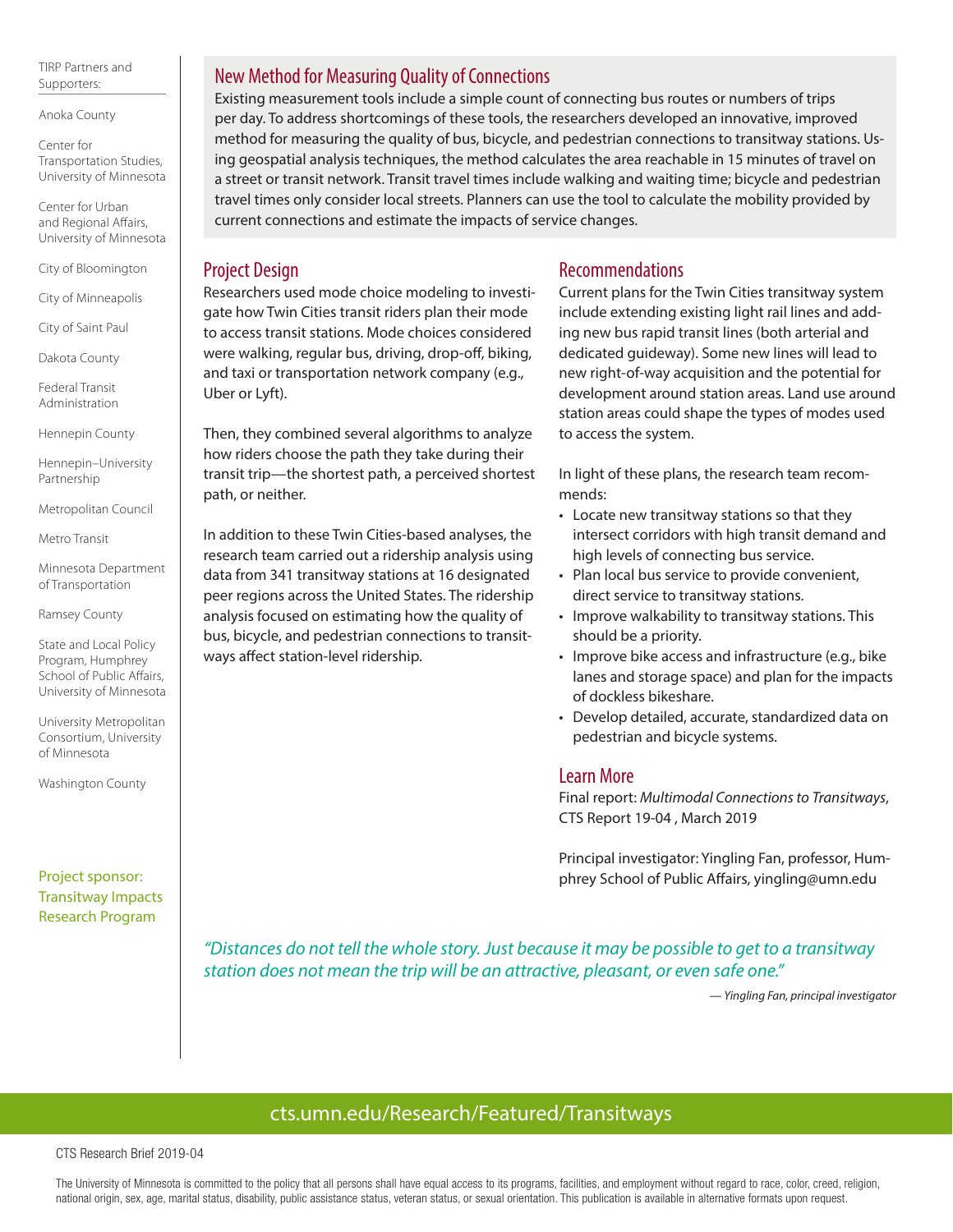TIRP Partners and Supporters:

Anoka County

Center for Transportation Studies, University of Minnesota

Center for Urban and Regional Affairs, University of Minnesota

City of Bloomington

City of Minneapolis

City of Saint Paul

Dakota County

Federal Transit Administration

Hennepin County

Hennepin–University Partnership

Metropolitan Council

Metro Transit

Minnesota Department of Transportation

Ramsey County

State and Local Policy Program, Humphrey School of Public Affairs, University of Minnesota

University Metropolitan Consortium, University of Minnesota

Washington County

Project sponsor: Transitway Impacts Research Program

## New Method for Measuring Quality of Connections

Existing measurement tools include a simple count of connecting bus routes or numbers of trips per day. To address shortcomings of these tools, the researchers developed an innovative, improved method for measuring the quality of bus, bicycle, and pedestrian connections to transitway stations. Using geospatial analysis techniques, the method calculates the area reachable in 15 minutes of travel on a street or transit network. Transit travel times include walking and waiting time; bicycle and pedestrian travel times only consider local streets. Planners can use the tool to calculate the mobility provided by current connections and estimate the impacts of service changes.

## Project Design

Researchers used mode choice modeling to investigate how Twin Cities transit riders plan their mode to access transit stations. Mode choices considered were walking, regular bus, driving, drop-off, biking, and taxi or transportation network company (e.g., Uber or Lyft).

Then, they combined several algorithms to analyze how riders choose the path they take during their transit trip—the shortest path, a perceived shortest path, or neither.

In addition to these Twin Cities-based analyses, the research team carried out a ridership analysis using data from 341 transitway stations at 16 designated peer regions across the United States. The ridership analysis focused on estimating how the quality of bus, bicycle, and pedestrian connections to transitways affect station-level ridership.

## Recommendations

Current plans for the Twin Cities transitway system include extending existing light rail lines and adding new bus rapid transit lines (both arterial and dedicated guideway). Some new lines will lead to new right-of-way acquisition and the potential for development around station areas. Land use around station areas could shape the types of modes used to access the system.

In light of these plans, the research team recommends:

- Locate new transitway stations so that they intersect corridors with high transit demand and high levels of connecting bus service.
- Plan local bus service to provide convenient, direct service to transitway stations.
- Improve walkability to transitway stations. This should be a priority.
- Improve bike access and infrastructure (e.g., bike lanes and storage space) and plan for the impacts of dockless bikeshare.
- Develop detailed, accurate, standardized data on pedestrian and bicycle systems.

## Learn More

Final report: *Multimodal Connections to Transitways*, CTS Report 19-04 , March 2019

Principal investigator: Yingling Fan, professor, Humphrey School of Public Affairs, yingling@umn.edu

*"Distances do not tell the whole story. Just because it may be possible to get to a transitway station does not mean the trip will be an attractive, pleasant, or even safe one."*

*— Yingling Fan, principal investigator*

cts.umn.edu/Research/Featured/Transitways

CTS Research Brief 2019-04

The University of Minnesota is committed to the policy that all persons shall have equal access to its programs, facilities, and employment without regard to race, color, creed, religion, national origin, sex, age, marital status, disability, public assistance status, veteran status, or sexual orientation. This publication is available in alternative formats upon request.